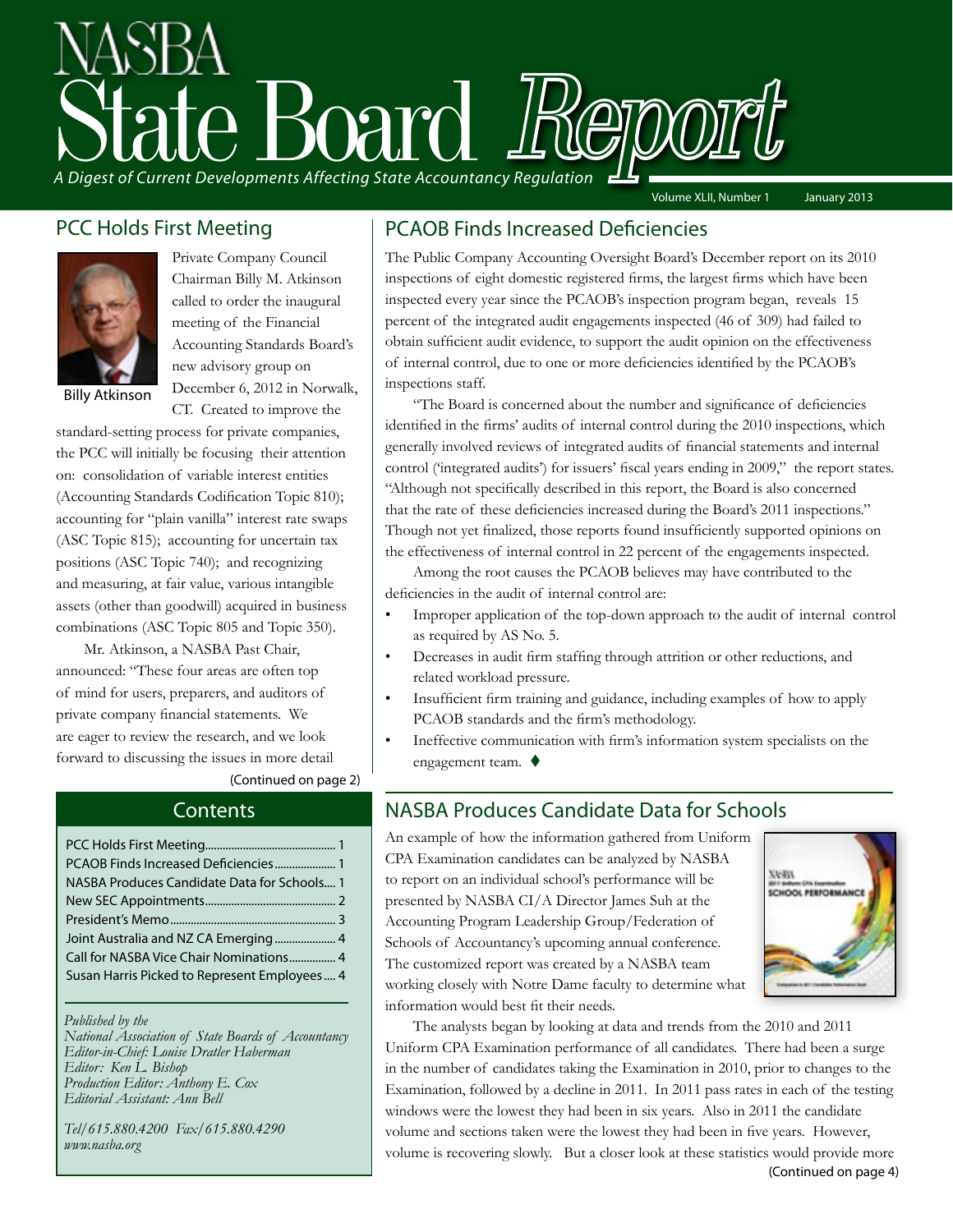# NASBA State Board Report

*A Digest of Current Developments Affecting State Accountancy Regulation*

Volume XLII, Number 1 January 2013

## PCC Holds First Meeting

Billy Atkinson

Private Company Council Chairman Billy M. Atkinson called to order the inaugural meeting of the Financial Accounting Standards Board's new advisory group on December 6, 2012 in Norwalk, CT. Created to improve the standard-setting process for private companies, the PCC will initially be focusing their attention on: consolidation of variable interest entities (Accounting Standards Codification Topic 810); accounting for "plain vanilla" interest rate swaps (ASC Topic 815); accounting for uncertain tax positions (ASC Topic 740); and recognizing and measuring, at fair value, various intangible assets (other than goodwill) acquired in business combinations (ASC Topic 805 and Topic 350).

Mr. Atkinson, a NASBA Past Chair, announced: "These four areas are often top of mind for users, preparers, and auditors of private company financial statements. We are eager to review the research, and we look forward to discussing the issues in more detail

(Continued on page 2)

## Contents

| | |
|---|---|
| PCC Holds First Meeting | 1 |
| PCAOB Finds Increased Deficiencies | 1 |
| NASBA Produces Candidate Data for Schools | 1 |
| New SEC Appointments | 2 |
| President's Memo | 3 |
| Joint Australia and NZ CA Emerging | 4 |
| Call for NASBA Vice Chair Nominations | 4 |
| Susan Harris Picked to Represent Employees | 4 |

*Published by the*
*National Association of State Boards of Accountancy*
*Editor-in-Chief: Louise Dratler Haberman*
*Editor: Ken L. Bishop*
*Production Editor: Anthony E. Cox*
*Editorial Assistant: Ann Bell*

*Tel/615.880.4200 Fax/615.880.4290*
*www.nasba.org*

## PCAOB Finds Increased Deficiencies

The Public Company Accounting Oversight Board's December report on its 2010 inspections of eight domestic registered firms, the largest firms which have been inspected every year since the PCAOB's inspection program began, reveals 15 percent of the integrated audit engagements inspected (46 of 309) had failed to obtain sufficient audit evidence, to support the audit opinion on the effectiveness of internal control, due to one or more deficiencies identified by the PCAOB's inspections staff.

"The Board is concerned about the number and significance of deficiencies identified in the firms' audits of internal control during the 2010 inspections, which generally involved reviews of integrated audits of financial statements and internal control ('integrated audits') for issuers' fiscal years ending in 2009," the report states. "Although not specifically described in this report, the Board is also concerned that the rate of these deficiencies increased during the Board's 2011 inspections." Though not yet finalized, those reports found insufficiently supported opinions on the effectiveness of internal control in 22 percent of the engagements inspected.

Among the root causes the PCAOB believes may have contributed to the deficiencies in the audit of internal control are:

- Improper application of the top-down approach to the audit of internal control as required by AS No. 5.
- Decreases in audit firm staffing through attrition or other reductions, and related workload pressure.
- Insufficient firm training and guidance, including examples of how to apply PCAOB standards and the firm's methodology.
- Ineffective communication with firm's information system specialists on the engagement team. ♦

## NASBA Produces Candidate Data for Schools

An example of how the information gathered from Uniform CPA Examination candidates can be analyzed by NASBA to report on an individual school's performance will be presented by NASBA CI/A Director James Suh at the Accounting Program Leadership Group/Federation of Schools of Accountancy's upcoming annual conference. The customized report was created by a NASBA team working closely with Notre Dame faculty to determine what information would best fit their needs.

The analysts began by looking at data and trends from the 2010 and 2011 Uniform CPA Examination performance of all candidates. There had been a surge in the number of candidates taking the Examination in 2010, prior to changes to the Examination, followed by a decline in 2011. In 2011 pass rates in each of the testing windows were the lowest they had been in six years. Also in 2011 the candidate volume and sections taken were the lowest they had been in five years. However, volume is recovering slowly. But a closer look at these statistics would provide more

(Continued on page 4)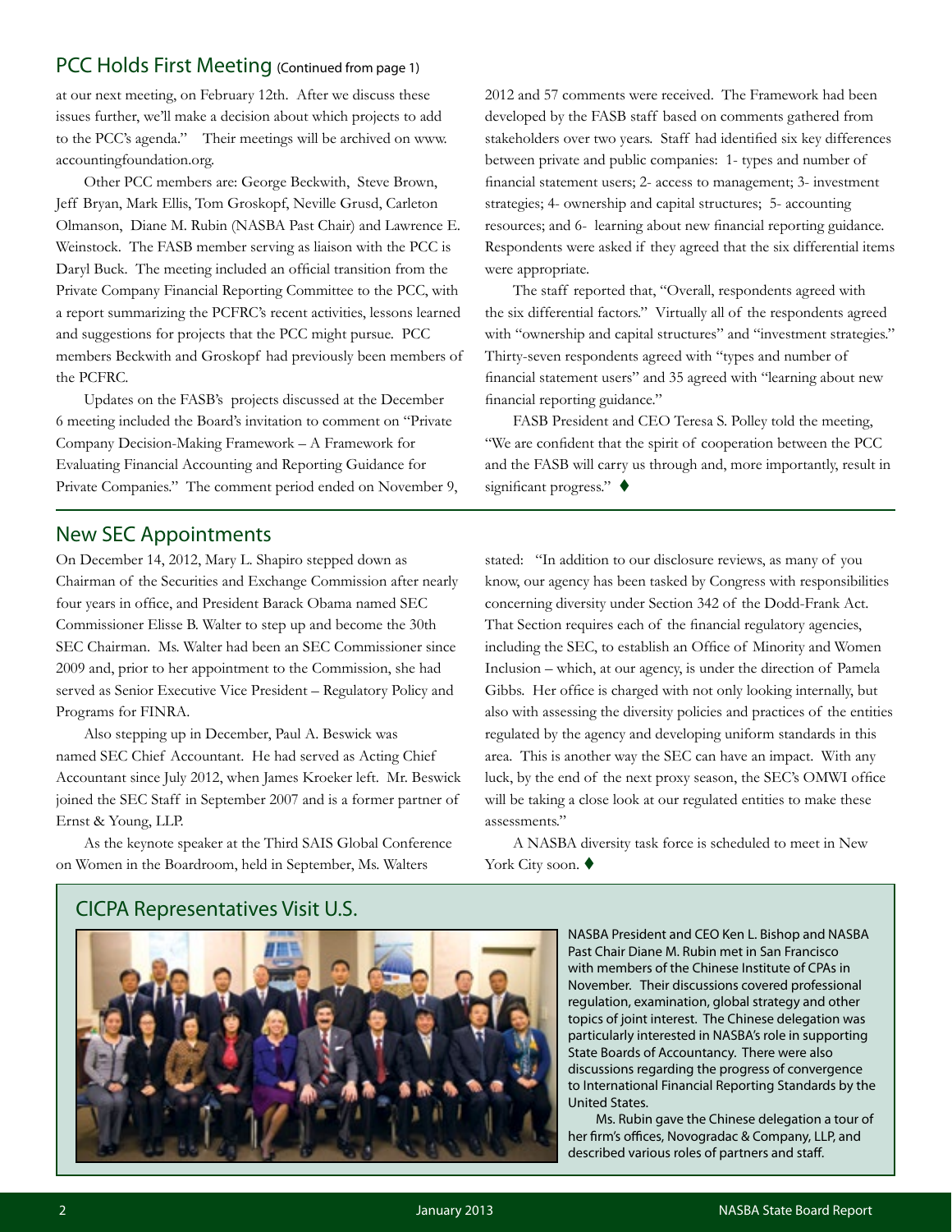## PCC Holds First Meeting (Continued from page 1)

at our next meeting, on February 12th. After we discuss these issues further, we'll make a decision about which projects to add to the PCC's agenda." Their meetings will be archived on www.accountingfoundation.org.

Other PCC members are: George Beckwith, Steve Brown, Jeff Bryan, Mark Ellis, Tom Groskopf, Neville Grusd, Carleton Olmanson, Diane M. Rubin (NASBA Past Chair) and Lawrence E. Weinstock. The FASB member serving as liaison with the PCC is Daryl Buck. The meeting included an official transition from the Private Company Financial Reporting Committee to the PCC, with a report summarizing the PCFRC's recent activities, lessons learned and suggestions for projects that the PCC might pursue. PCC members Beckwith and Groskopf had previously been members of the PCFRC.

Updates on the FASB's projects discussed at the December 6 meeting included the Board's invitation to comment on "Private Company Decision-Making Framework – A Framework for Evaluating Financial Accounting and Reporting Guidance for Private Companies." The comment period ended on November 9, 2012 and 57 comments were received. The Framework had been developed by the FASB staff based on comments gathered from stakeholders over two years. Staff had identified six key differences between private and public companies: 1- types and number of financial statement users; 2- access to management; 3- investment strategies; 4- ownership and capital structures; 5- accounting resources; and 6- learning about new financial reporting guidance. Respondents were asked if they agreed that the six differential items were appropriate.

The staff reported that, "Overall, respondents agreed with the six differential factors." Virtually all of the respondents agreed with "ownership and capital structures" and "investment strategies." Thirty-seven respondents agreed with "types and number of financial statement users" and 35 agreed with "learning about new financial reporting guidance."

FASB President and CEO Teresa S. Polley told the meeting, "We are confident that the spirit of cooperation between the PCC and the FASB will carry us through and, more importantly, result in significant progress." ♦

## New SEC Appointments

On December 14, 2012, Mary L. Shapiro stepped down as Chairman of the Securities and Exchange Commission after nearly four years in office, and President Barack Obama named SEC Commissioner Elisse B. Walter to step up and become the 30th SEC Chairman. Ms. Walter had been an SEC Commissioner since 2009 and, prior to her appointment to the Commission, she had served as Senior Executive Vice President – Regulatory Policy and Programs for FINRA.

Also stepping up in December, Paul A. Beswick was named SEC Chief Accountant. He had served as Acting Chief Accountant since July 2012, when James Kroeker left. Mr. Beswick joined the SEC Staff in September 2007 and is a former partner of Ernst & Young, LLP.

As the keynote speaker at the Third SAIS Global Conference on Women in the Boardroom, held in September, Ms. Walters stated: "In addition to our disclosure reviews, as many of you know, our agency has been tasked by Congress with responsibilities concerning diversity under Section 342 of the Dodd-Frank Act. That Section requires each of the financial regulatory agencies, including the SEC, to establish an Office of Minority and Women Inclusion – which, at our agency, is under the direction of Pamela Gibbs. Her office is charged with not only looking internally, but also with assessing the diversity policies and practices of the entities regulated by the agency and developing uniform standards in this area. This is another way the SEC can have an impact. With any luck, by the end of the next proxy season, the SEC's OMWI office will be taking a close look at our regulated entities to make these assessments."

A NASBA diversity task force is scheduled to meet in New York City soon. ♦

## CICPA Representatives Visit U.S.

NASBA President and CEO Ken L. Bishop and NASBA Past Chair Diane M. Rubin met in San Francisco with members of the Chinese Institute of CPAs in November. Their discussions covered professional regulation, examination, global strategy and other topics of joint interest. The Chinese delegation was particularly interested in NASBA's role in supporting State Boards of Accountancy. There were also discussions regarding the progress of convergence to International Financial Reporting Standards by the United States.

Ms. Rubin gave the Chinese delegation a tour of her firm's offices, Novogradac & Company, LLP, and described various roles of partners and staff.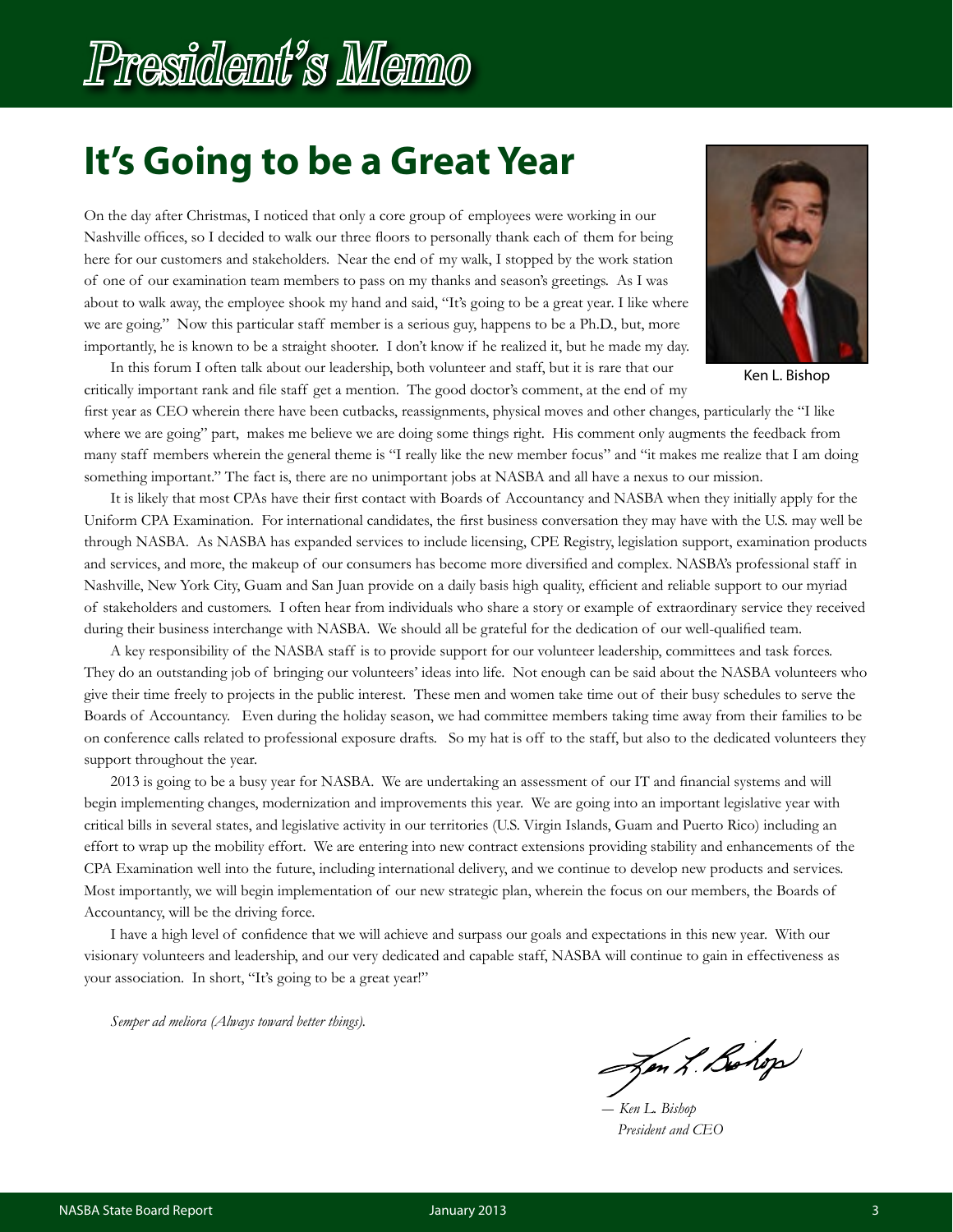# President's Memo

## It's Going to be a Great Year

Ken L. Bishop

On the day after Christmas, I noticed that only a core group of employees were working in our Nashville offices, so I decided to walk our three floors to personally thank each of them for being here for our customers and stakeholders. Near the end of my walk, I stopped by the work station of one of our examination team members to pass on my thanks and season's greetings. As I was about to walk away, the employee shook my hand and said, "It's going to be a great year. I like where we are going." Now this particular staff member is a serious guy, happens to be a Ph.D., but, more importantly, he is known to be a straight shooter. I don't know if he realized it, but he made my day.

In this forum I often talk about our leadership, both volunteer and staff, but it is rare that our critically important rank and file staff get a mention. The good doctor's comment, at the end of my first year as CEO wherein there have been cutbacks, reassignments, physical moves and other changes, particularly the "I like where we are going" part, makes me believe we are doing some things right. His comment only augments the feedback from many staff members wherein the general theme is "I really like the new member focus" and "it makes me realize that I am doing something important." The fact is, there are no unimportant jobs at NASBA and all have a nexus to our mission.

It is likely that most CPAs have their first contact with Boards of Accountancy and NASBA when they initially apply for the Uniform CPA Examination. For international candidates, the first business conversation they may have with the U.S. may well be through NASBA. As NASBA has expanded services to include licensing, CPE Registry, legislation support, examination products and services, and more, the makeup of our consumers has become more diversified and complex. NASBA's professional staff in Nashville, New York City, Guam and San Juan provide on a daily basis high quality, efficient and reliable support to our myriad of stakeholders and customers. I often hear from individuals who share a story or example of extraordinary service they received during their business interchange with NASBA. We should all be grateful for the dedication of our well-qualified team.

A key responsibility of the NASBA staff is to provide support for our volunteer leadership, committees and task forces. They do an outstanding job of bringing our volunteers' ideas into life. Not enough can be said about the NASBA volunteers who give their time freely to projects in the public interest. These men and women take time out of their busy schedules to serve the Boards of Accountancy. Even during the holiday season, we had committee members taking time away from their families to be on conference calls related to professional exposure drafts. So my hat is off to the staff, but also to the dedicated volunteers they support throughout the year.

2013 is going to be a busy year for NASBA. We are undertaking an assessment of our IT and financial systems and will begin implementing changes, modernization and improvements this year. We are going into an important legislative year with critical bills in several states, and legislative activity in our territories (U.S. Virgin Islands, Guam and Puerto Rico) including an effort to wrap up the mobility effort. We are entering into new contract extensions providing stability and enhancements of the CPA Examination well into the future, including international delivery, and we continue to develop new products and services. Most importantly, we will begin implementation of our new strategic plan, wherein the focus on our members, the Boards of Accountancy, will be the driving force.

I have a high level of confidence that we will achieve and surpass our goals and expectations in this new year. With our visionary volunteers and leadership, and our very dedicated and capable staff, NASBA will continue to gain in effectiveness as your association. In short, "It's going to be a great year!"

*Semper ad meliora (Always toward better things).*

*— Ken L. Bishop*
*President and CEO*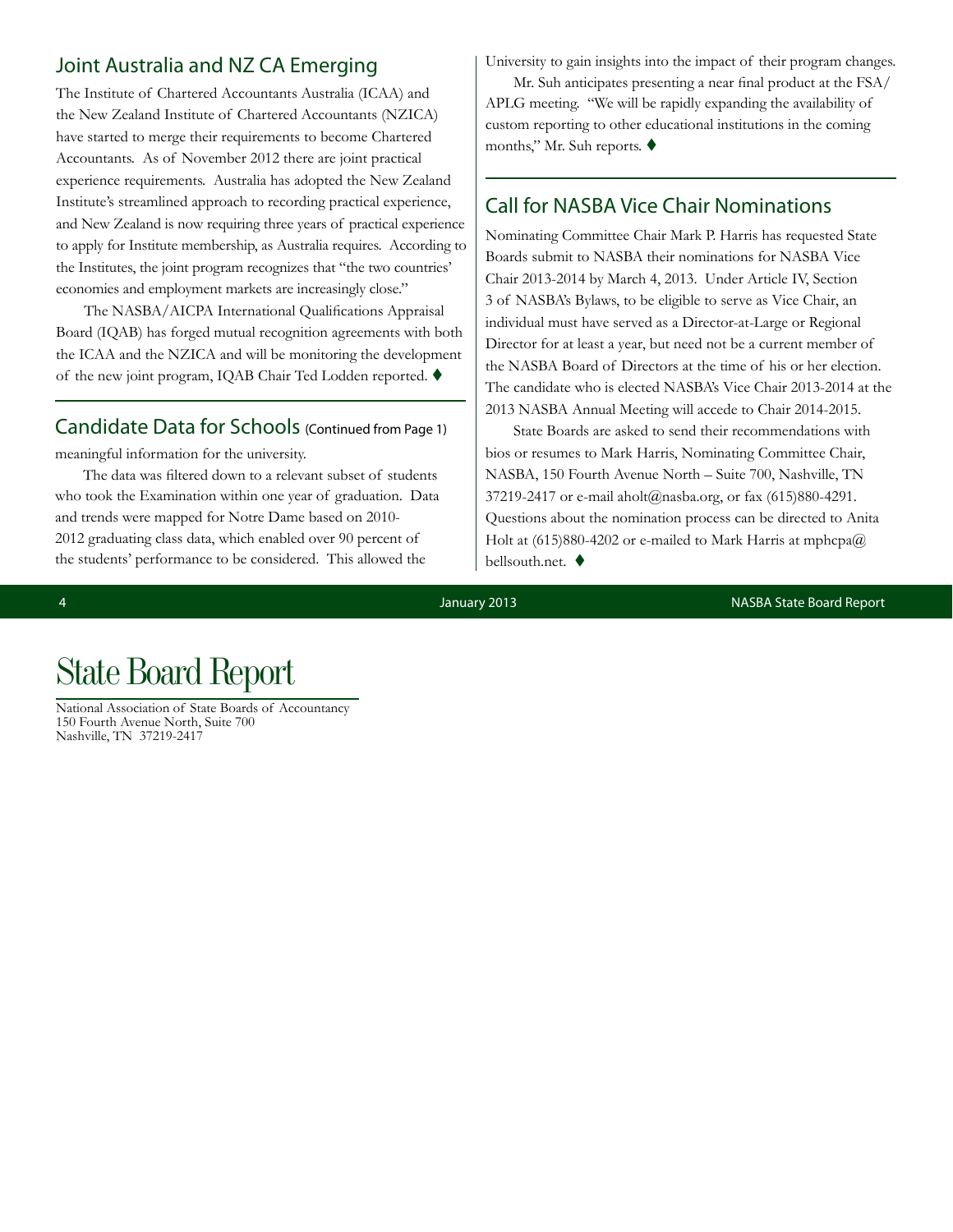## Joint Australia and NZ CA Emerging

The Institute of Chartered Accountants Australia (ICAA) and the New Zealand Institute of Chartered Accountants (NZICA) have started to merge their requirements to become Chartered Accountants. As of November 2012 there are joint practical experience requirements. Australia has adopted the New Zealand Institute's streamlined approach to recording practical experience, and New Zealand is now requiring three years of practical experience to apply for Institute membership, as Australia requires. According to the Institutes, the joint program recognizes that "the two countries' economies and employment markets are increasingly close."

The NASBA/AICPA International Qualifications Appraisal Board (IQAB) has forged mutual recognition agreements with both the ICAA and the NZICA and will be monitoring the development of the new joint program, IQAB Chair Ted Lodden reported. ♦

## Candidate Data for Schools (Continued from Page 1)

meaningful information for the university.

The data was filtered down to a relevant subset of students who took the Examination within one year of graduation. Data and trends were mapped for Notre Dame based on 2010-2012 graduating class data, which enabled over 90 percent of the students' performance to be considered. This allowed the University to gain insights into the impact of their program changes.

Mr. Suh anticipates presenting a near final product at the FSA/APLG meeting. "We will be rapidly expanding the availability of custom reporting to other educational institutions in the coming months," Mr. Suh reports. ♦

## Call for NASBA Vice Chair Nominations

Nominating Committee Chair Mark P. Harris has requested State Boards submit to NASBA their nominations for NASBA Vice Chair 2013-2014 by March 4, 2013. Under Article IV, Section 3 of NASBA's Bylaws, to be eligible to serve as Vice Chair, an individual must have served as a Director-at-Large or Regional Director for at least a year, but need not be a current member of the NASBA Board of Directors at the time of his or her election. The candidate who is elected NASBA's Vice Chair 2013-2014 at the 2013 NASBA Annual Meeting will accede to Chair 2014-2015.

State Boards are asked to send their recommendations with bios or resumes to Mark Harris, Nominating Committee Chair, NASBA, 150 Fourth Avenue North – Suite 700, Nashville, TN 37219-2417 or e-mail aholt@nasba.org, or fax (615)880-4291. Questions about the nomination process can be directed to Anita Holt at (615)880-4202 or e-mailed to Mark Harris at mphcpa@bellsouth.net. ♦

# State Board Report

National Association of State Boards of Accountancy
150 Fourth Avenue North, Suite 700
Nashville, TN 37219-2417